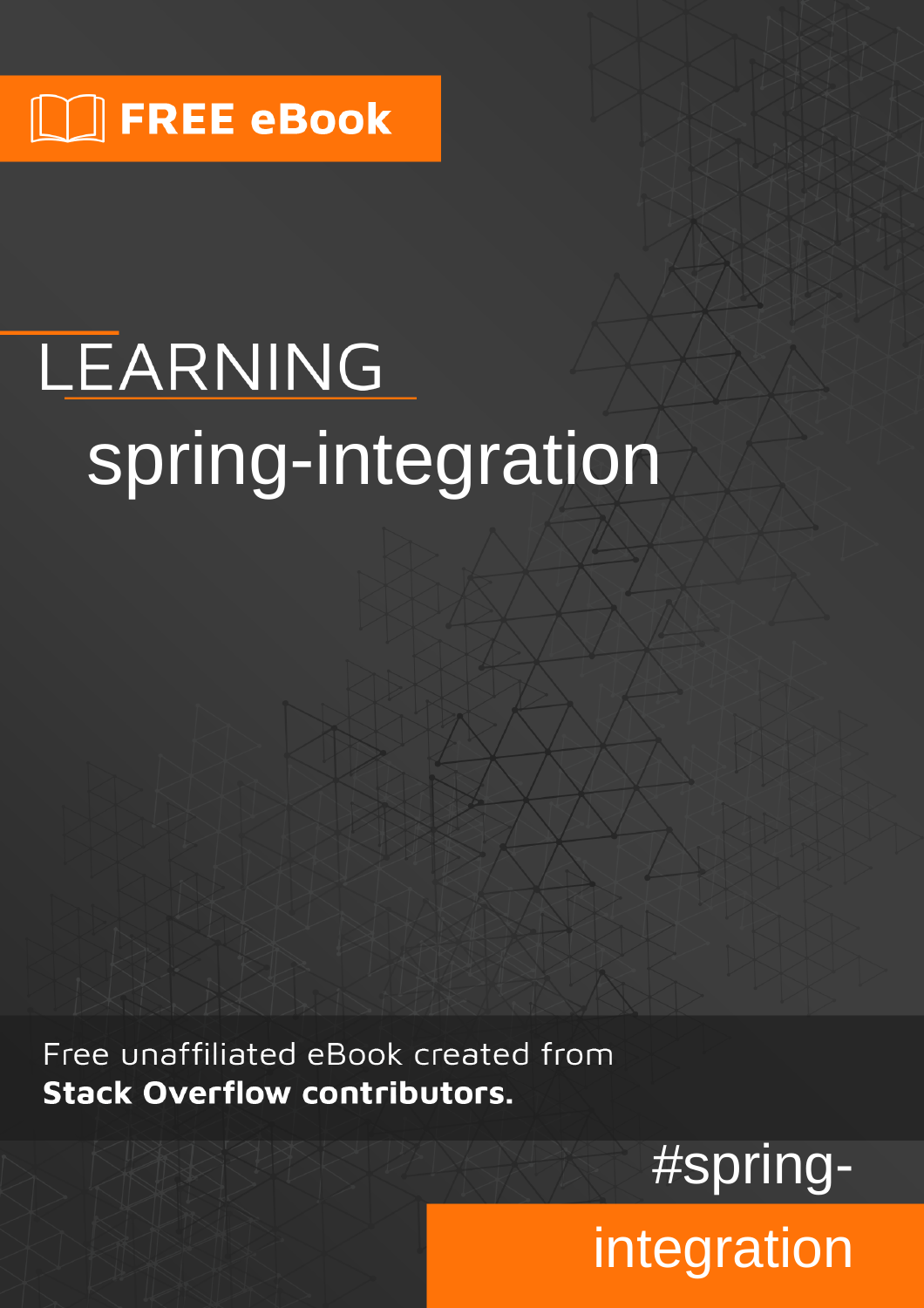FREE eBook

# LEARNING spring-integration

Free unaffiliated eBook created from **Stack Overflow contributors.**

#spring-integration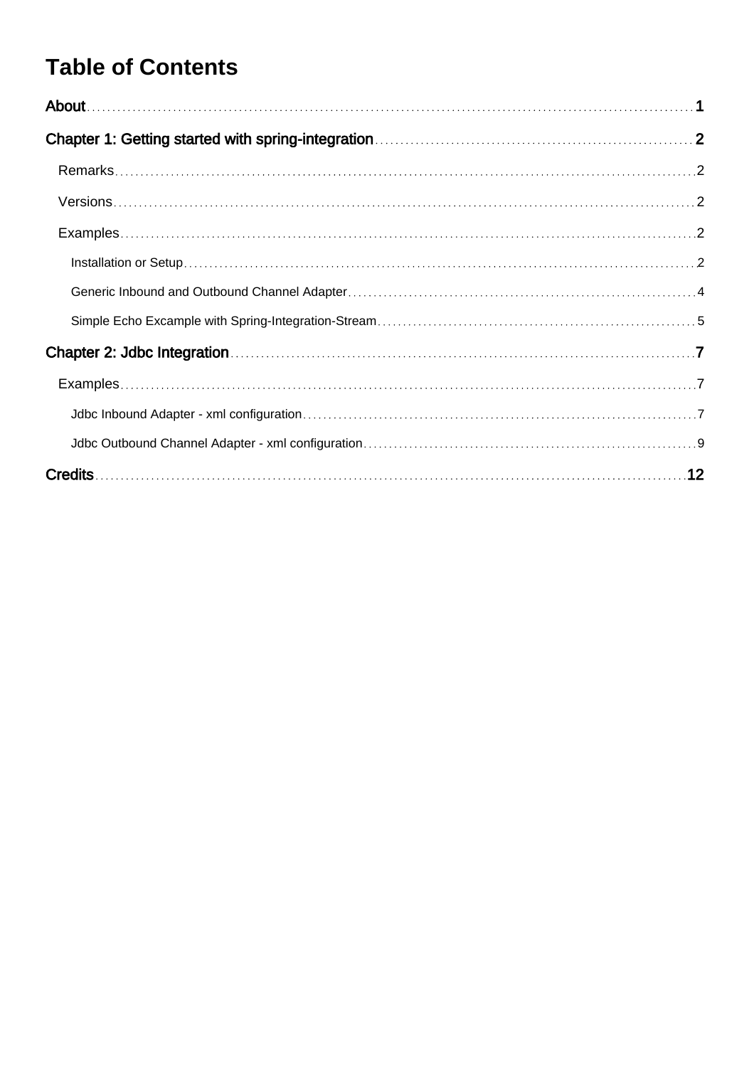# Table of Contents

About ..................................................................................................................................... 1

Chapter 1: Getting started with spring-integration ..................................................................... 2

- Remarks ............................................................................................................................. 2
- Versions ............................................................................................................................. 2
- Examples ........................................................................................................................... 2
  - Installation or Setup ....................................................................................................... 2
  - Generic Inbound and Outbound Channel Adapter ........................................................... 4
  - Simple Echo Excample with Spring-Integration-Stream ................................................... 5

Chapter 2: Jdbc Integration ......................................................................................................... 7

- Examples ........................................................................................................................... 7
  - Jdbc Inbound Adapter - xml configuration ...................................................................... 7
  - Jdbc Outbound Channel Adapter - xml configuration ...................................................... 9

Credits ....................................................................................................................................... 12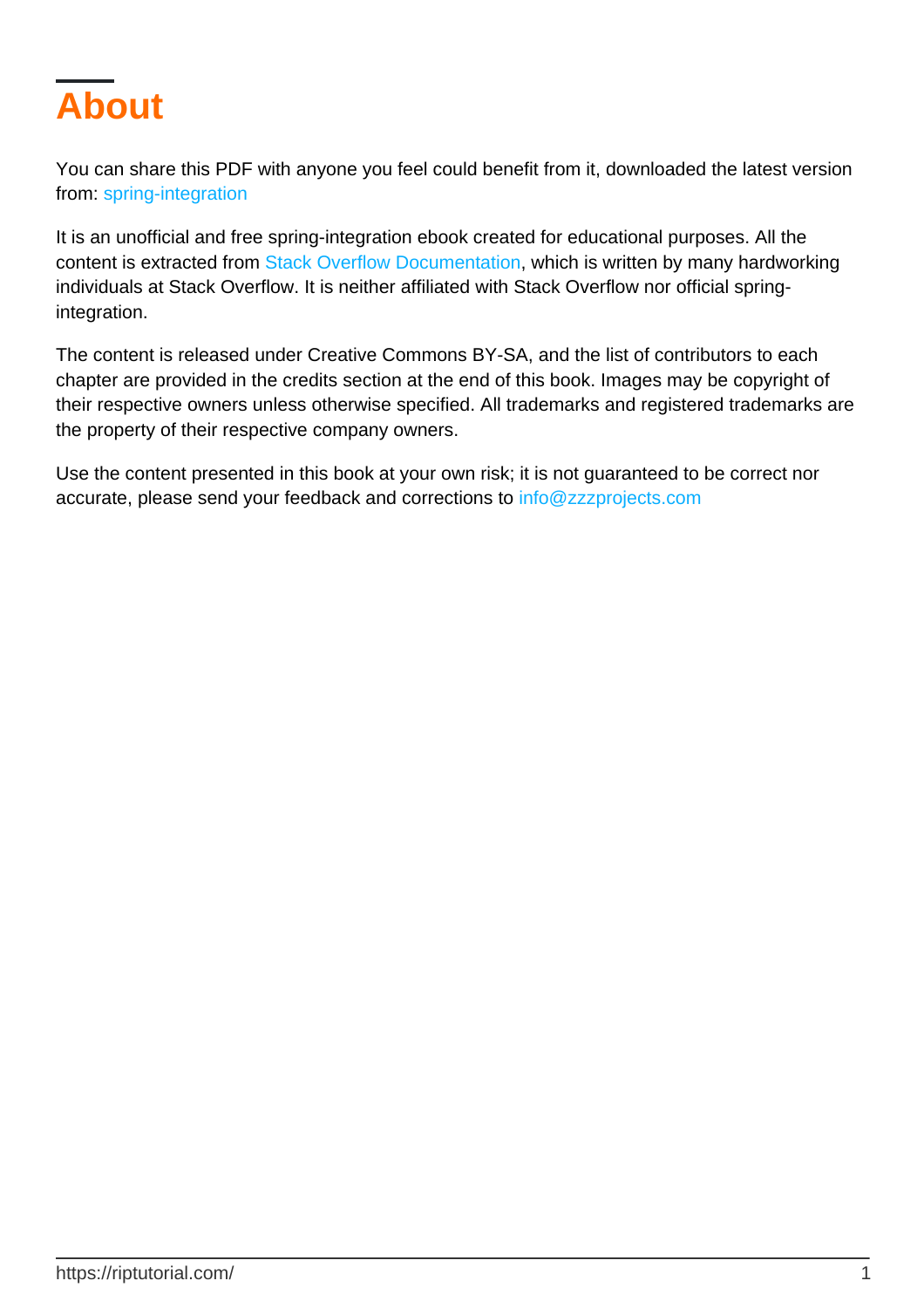# About

You can share this PDF with anyone you feel could benefit from it, downloaded the latest version from: spring-integration

It is an unofficial and free spring-integration ebook created for educational purposes. All the content is extracted from Stack Overflow Documentation, which is written by many hardworking individuals at Stack Overflow. It is neither affiliated with Stack Overflow nor official spring-integration.

The content is released under Creative Commons BY-SA, and the list of contributors to each chapter are provided in the credits section at the end of this book. Images may be copyright of their respective owners unless otherwise specified. All trademarks and registered trademarks are the property of their respective company owners.

Use the content presented in this book at your own risk; it is not guaranteed to be correct nor accurate, please send your feedback and corrections to info@zzzprojects.com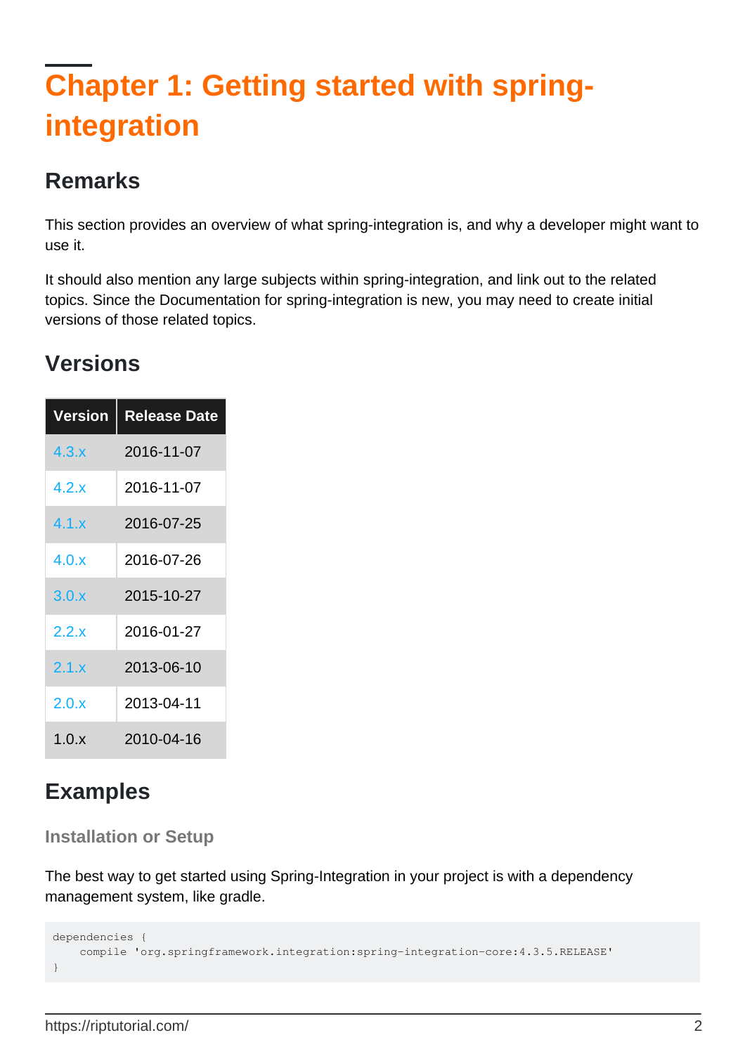# Chapter 1: Getting started with spring-integration

## Remarks

This section provides an overview of what spring-integration is, and why a developer might want to use it.

It should also mention any large subjects within spring-integration, and link out to the related topics. Since the Documentation for spring-integration is new, you may need to create initial versions of those related topics.

## Versions

| Version | Release Date |
| --- | --- |
| 4.3.x | 2016-11-07 |
| 4.2.x | 2016-11-07 |
| 4.1.x | 2016-07-25 |
| 4.0.x | 2016-07-26 |
| 3.0.x | 2015-10-27 |
| 2.2.x | 2016-01-27 |
| 2.1.x | 2013-06-10 |
| 2.0.x | 2013-04-11 |
| 1.0.x | 2010-04-16 |

## Examples

### Installation or Setup

The best way to get started using Spring-Integration in your project is with a dependency management system, like gradle.

```
dependencies {
    compile 'org.springframework.integration:spring-integration-core:4.3.5.RELEASE'
}
```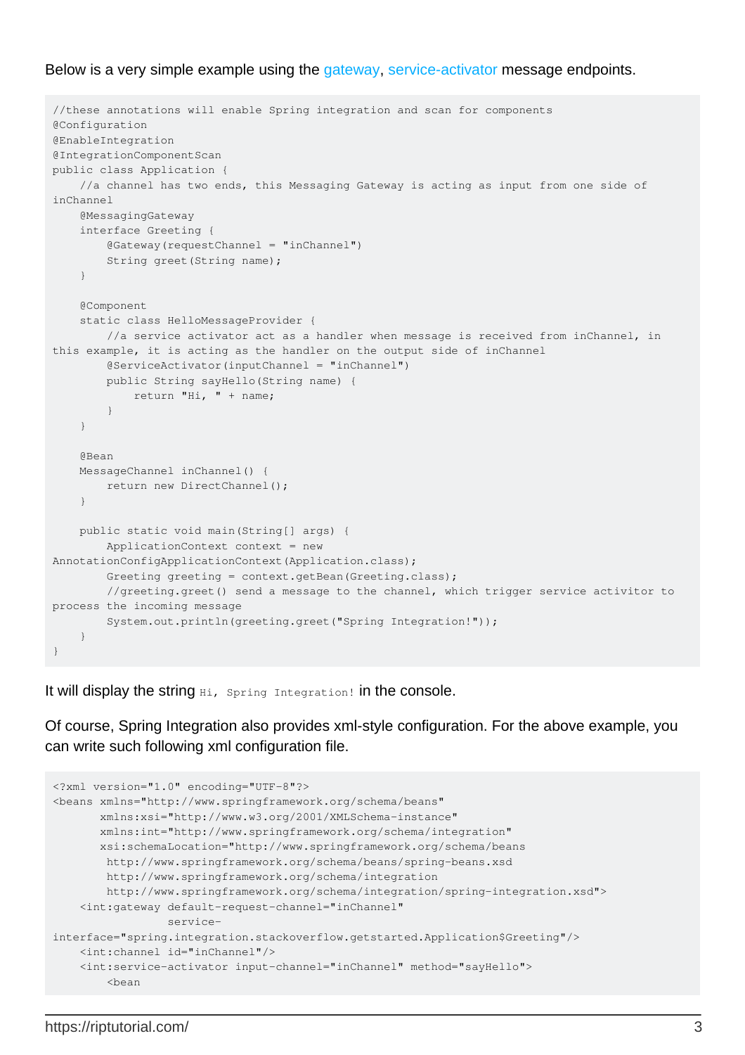Below is a very simple example using the gateway, service-activator message endpoints.

```
//these annotations will enable Spring integration and scan for components
@Configuration
@EnableIntegration
@IntegrationComponentScan
public class Application {
    //a channel has two ends, this Messaging Gateway is acting as input from one side of
inChannel
    @MessagingGateway
    interface Greeting {
        @Gateway(requestChannel = "inChannel")
        String greet(String name);
    }

    @Component
    static class HelloMessageProvider {
        //a service activator act as a handler when message is received from inChannel, in
this example, it is acting as the handler on the output side of inChannel
        @ServiceActivator(inputChannel = "inChannel")
        public String sayHello(String name) {
            return "Hi, " + name;
        }
    }

    @Bean
    MessageChannel inChannel() {
        return new DirectChannel();
    }

    public static void main(String[] args) {
        ApplicationContext context = new
AnnotationConfigApplicationContext(Application.class);
        Greeting greeting = context.getBean(Greeting.class);
        //greeting.greet() send a message to the channel, which trigger service activitor to
process the incoming message
        System.out.println(greeting.greet("Spring Integration!"));
    }
}
```

It will display the string `Hi, Spring Integration!` in the console.

Of course, Spring Integration also provides xml-style configuration. For the above example, you can write such following xml configuration file.

```
<?xml version="1.0" encoding="UTF-8"?>
<beans xmlns="http://www.springframework.org/schema/beans"
       xmlns:xsi="http://www.w3.org/2001/XMLSchema-instance"
       xmlns:int="http://www.springframework.org/schema/integration"
       xsi:schemaLocation="http://www.springframework.org/schema/beans
        http://www.springframework.org/schema/beans/spring-beans.xsd
        http://www.springframework.org/schema/integration
        http://www.springframework.org/schema/integration/spring-integration.xsd">
    <int:gateway default-request-channel="inChannel"
                 service-
interface="spring.integration.stackoverflow.getstarted.Application$Greeting"/>
    <int:channel id="inChannel"/>
    <int:service-activator input-channel="inChannel" method="sayHello">
        <bean
```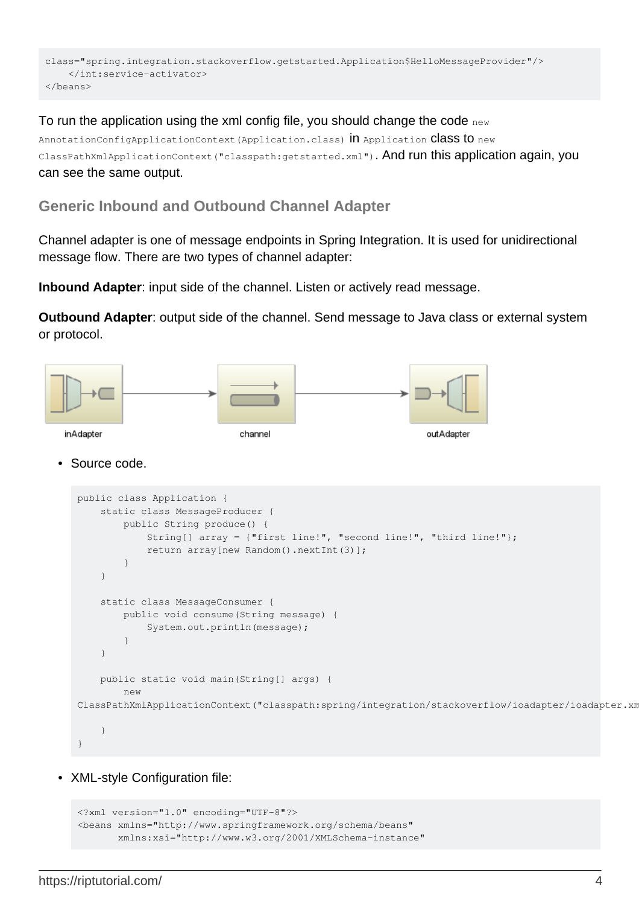```
class="spring.integration.stackoverflow.getstarted.Application$HelloMessageProvider"/>
    </int:service-activator>
</beans>
```

To run the application using the xml config file, you should change the code `new AnnotationConfigApplicationContext(Application.class)` in `Application` class to `new ClassPathXmlApplicationContext("classpath:getstarted.xml")`. And run this application again, you can see the same output.

## Generic Inbound and Outbound Channel Adapter

Channel adapter is one of message endpoints in Spring Integration. It is used for unidirectional message flow. There are two types of channel adapter:

**Inbound Adapter**: input side of the channel. Listen or actively read message.

**Outbound Adapter**: output side of the channel. Send message to Java class or external system or protocol.

inAdapter → channel → outAdapter

- Source code.

```
public class Application {
    static class MessageProducer {
        public String produce() {
            String[] array = {"first line!", "second line!", "third line!"};
            return array[new Random().nextInt(3)];
        }
    }

    static class MessageConsumer {
        public void consume(String message) {
            System.out.println(message);
        }
    }

    public static void main(String[] args) {
        new
ClassPathXmlApplicationContext("classpath:spring/integration/stackoverflow/ioadapter/ioadapter.xm

    }
}
```

- XML-style Configuration file:

```
<?xml version="1.0" encoding="UTF-8"?>
<beans xmlns="http://www.springframework.org/schema/beans"
       xmlns:xsi="http://www.w3.org/2001/XMLSchema-instance"
```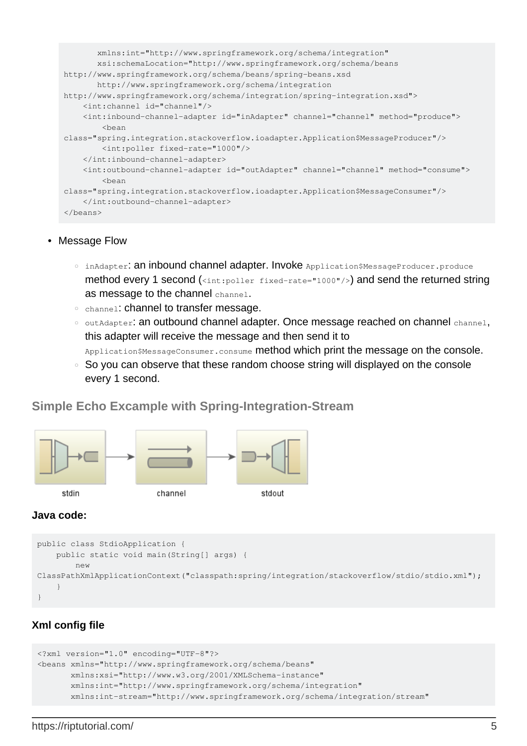```
       xmlns:int="http://www.springframework.org/schema/integration"
       xsi:schemaLocation="http://www.springframework.org/schema/beans
http://www.springframework.org/schema/beans/spring-beans.xsd
       http://www.springframework.org/schema/integration
http://www.springframework.org/schema/integration/spring-integration.xsd">
    <int:channel id="channel"/>
    <int:inbound-channel-adapter id="inAdapter" channel="channel" method="produce">
        <bean
class="spring.integration.stackoverflow.ioadapter.Application$MessageProducer"/>
        <int:poller fixed-rate="1000"/>
    </int:inbound-channel-adapter>
    <int:outbound-channel-adapter id="outAdapter" channel="channel" method="consume">
        <bean
class="spring.integration.stackoverflow.ioadapter.Application$MessageConsumer"/>
    </int:outbound-channel-adapter>
</beans>
```

- Message Flow
  - `inAdapter`: an inbound channel adapter. Invoke `Application$MessageProducer.produce` method every 1 second (`<int:poller fixed-rate="1000"/>`) and send the returned string as message to the channel `channel`.
  - `channel`: channel to transfer message.
  - `outAdapter`: an outbound channel adapter. Once message reached on channel `channel`, this adapter will receive the message and then send it to `Application$MessageConsumer.consume` method which print the message on the console.
  - So you can observe that these random choose string will displayed on the console every 1 second.

## Simple Echo Excample with Spring-Integration-Stream

stdin → channel → stdout

**Java code:**

```
public class StdioApplication {
    public static void main(String[] args) {
        new
ClassPathXmlApplicationContext("classpath:spring/integration/stackoverflow/stdio/stdio.xml");
    }
}
```

**Xml config file**

```
<?xml version="1.0" encoding="UTF-8"?>
<beans xmlns="http://www.springframework.org/schema/beans"
       xmlns:xsi="http://www.w3.org/2001/XMLSchema-instance"
       xmlns:int="http://www.springframework.org/schema/integration"
       xmlns:int-stream="http://www.springframework.org/schema/integration/stream"
```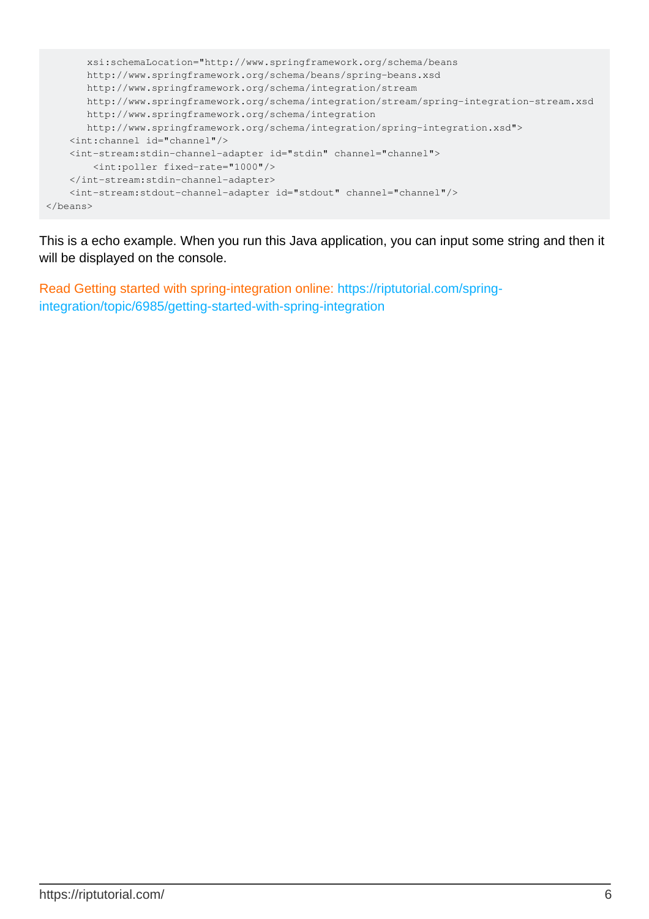```
       xsi:schemaLocation="http://www.springframework.org/schema/beans
       http://www.springframework.org/schema/beans/spring-beans.xsd
       http://www.springframework.org/schema/integration/stream
       http://www.springframework.org/schema/integration/stream/spring-integration-stream.xsd
       http://www.springframework.org/schema/integration
       http://www.springframework.org/schema/integration/spring-integration.xsd">
    <int:channel id="channel"/>
    <int-stream:stdin-channel-adapter id="stdin" channel="channel">
        <int:poller fixed-rate="1000"/>
    </int-stream:stdin-channel-adapter>
    <int-stream:stdout-channel-adapter id="stdout" channel="channel"/>
</beans>
```

This is a echo example. When you run this Java application, you can input some string and then it will be displayed on the console.

Read Getting started with spring-integration online: https://riptutorial.com/spring-integration/topic/6985/getting-started-with-spring-integration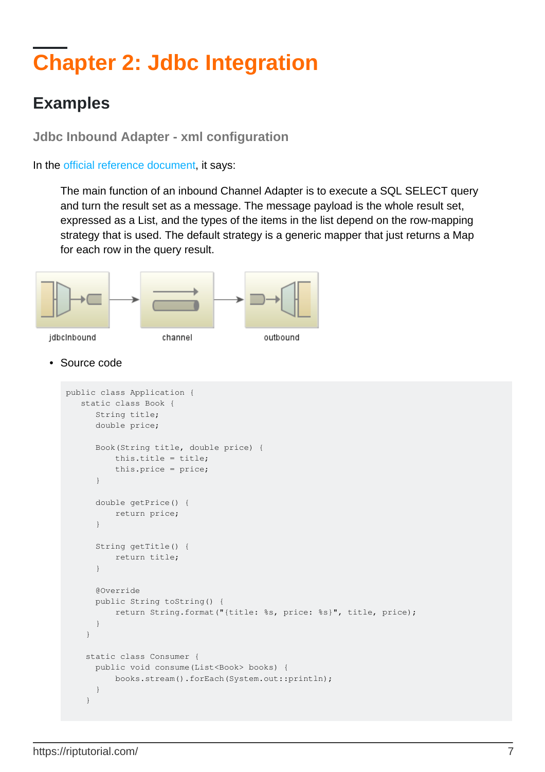# Chapter 2: Jdbc Integration

## Examples

### Jdbc Inbound Adapter - xml configuration

In the official reference document, it says:

> The main function of an inbound Channel Adapter is to execute a SQL SELECT query and turn the result set as a message. The message payload is the whole result set, expressed as a List, and the types of the items in the list depend on the row-mapping strategy that is used. The default strategy is a generic mapper that just returns a Map for each row in the query result.

jdbcInbound channel outbound

- Source code

```
public class Application {
   static class Book {
      String title;
      double price;

      Book(String title, double price) {
          this.title = title;
          this.price = price;
      }

      double getPrice() {
          return price;
      }

      String getTitle() {
          return title;
      }

      @Override
      public String toString() {
          return String.format("{title: %s, price: %s}", title, price);
      }
    }

    static class Consumer {
      public void consume(List<Book> books) {
          books.stream().forEach(System.out::println);
      }
    }
```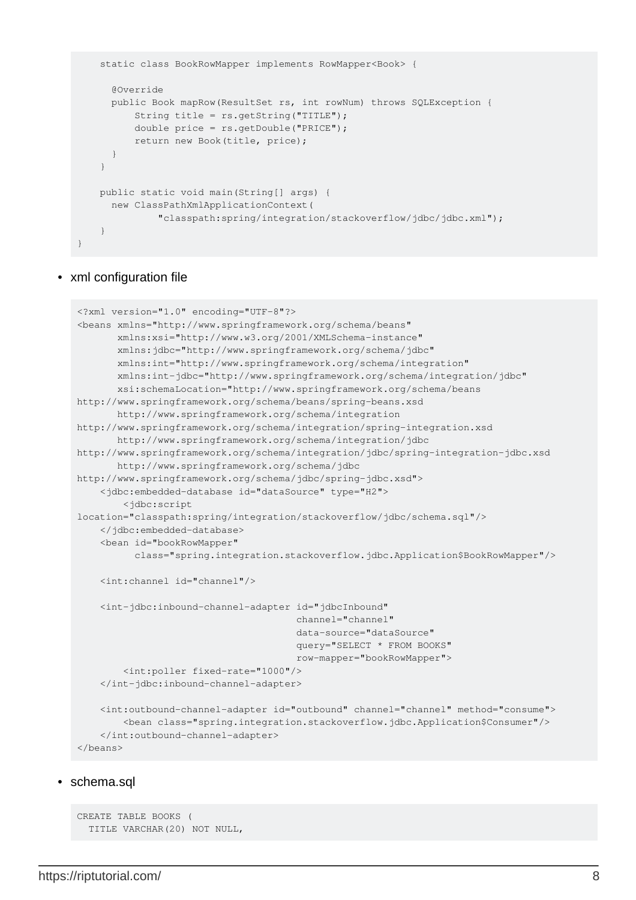```
    static class BookRowMapper implements RowMapper<Book> {

      @Override
      public Book mapRow(ResultSet rs, int rowNum) throws SQLException {
          String title = rs.getString("TITLE");
          double price = rs.getDouble("PRICE");
          return new Book(title, price);
      }
    }

    public static void main(String[] args) {
      new ClassPathXmlApplicationContext(
              "classpath:spring/integration/stackoverflow/jdbc/jdbc.xml");
    }
}
```

- xml configuration file

```
<?xml version="1.0" encoding="UTF-8"?>
<beans xmlns="http://www.springframework.org/schema/beans"
       xmlns:xsi="http://www.w3.org/2001/XMLSchema-instance"
       xmlns:jdbc="http://www.springframework.org/schema/jdbc"
       xmlns:int="http://www.springframework.org/schema/integration"
       xmlns:int-jdbc="http://www.springframework.org/schema/integration/jdbc"
       xsi:schemaLocation="http://www.springframework.org/schema/beans
http://www.springframework.org/schema/beans/spring-beans.xsd
       http://www.springframework.org/schema/integration
http://www.springframework.org/schema/integration/spring-integration.xsd
       http://www.springframework.org/schema/integration/jdbc
http://www.springframework.org/schema/integration/jdbc/spring-integration-jdbc.xsd
       http://www.springframework.org/schema/jdbc
http://www.springframework.org/schema/jdbc/spring-jdbc.xsd">
    <jdbc:embedded-database id="dataSource" type="H2">
        <jdbc:script
location="classpath:spring/integration/stackoverflow/jdbc/schema.sql"/>
    </jdbc:embedded-database>
    <bean id="bookRowMapper"
          class="spring.integration.stackoverflow.jdbc.Application$BookRowMapper"/>

    <int:channel id="channel"/>

    <int-jdbc:inbound-channel-adapter id="jdbcInbound"
                                      channel="channel"
                                      data-source="dataSource"
                                      query="SELECT * FROM BOOKS"
                                      row-mapper="bookRowMapper">
        <int:poller fixed-rate="1000"/>
    </int-jdbc:inbound-channel-adapter>

    <int:outbound-channel-adapter id="outbound" channel="channel" method="consume">
        <bean class="spring.integration.stackoverflow.jdbc.Application$Consumer"/>
    </int:outbound-channel-adapter>
</beans>
```

- schema.sql

```
CREATE TABLE BOOKS (
  TITLE VARCHAR(20) NOT NULL,
```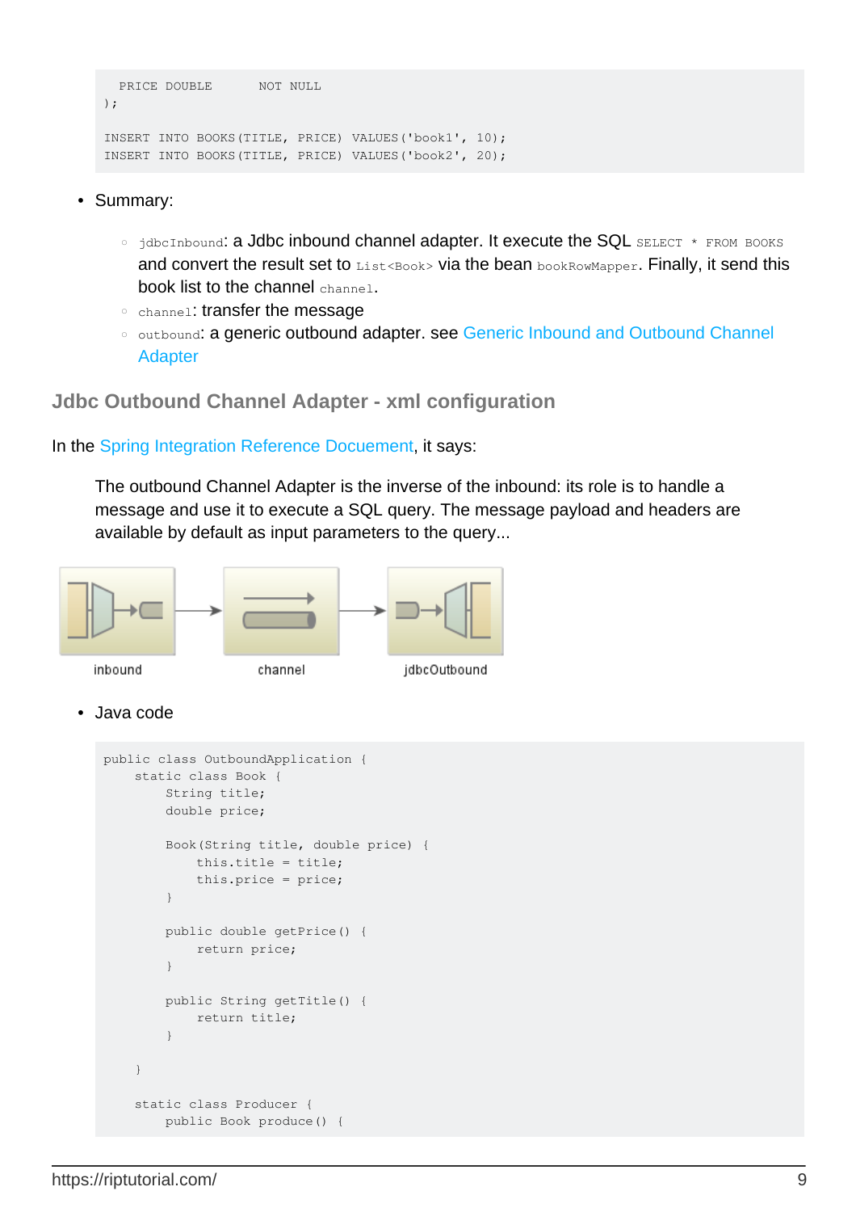```
    PRICE DOUBLE      NOT NULL
);

INSERT INTO BOOKS(TITLE, PRICE) VALUES('book1', 10);
INSERT INTO BOOKS(TITLE, PRICE) VALUES('book2', 20);
```

- Summary:
    - `jdbcInbound`: a Jdbc inbound channel adapter. It execute the SQL `SELECT * FROM BOOKS` and convert the result set to `List<Book>` via the bean `bookRowMapper`. Finally, it send this book list to the channel `channel`.
    - `channel`: transfer the message
    - `outbound`: a generic outbound adapter. see Generic Inbound and Outbound Channel Adapter

## Jdbc Outbound Channel Adapter - xml configuration

In the Spring Integration Reference Docuement, it says:

> The outbound Channel Adapter is the inverse of the inbound: its role is to handle a message and use it to execute a SQL query. The message payload and headers are available by default as input parameters to the query...

inbound → channel → jdbcOutbound

- Java code

```
public class OutboundApplication {
    static class Book {
        String title;
        double price;

        Book(String title, double price) {
            this.title = title;
            this.price = price;
        }

        public double getPrice() {
            return price;
        }

        public String getTitle() {
            return title;
        }

    }

    static class Producer {
        public Book produce() {
```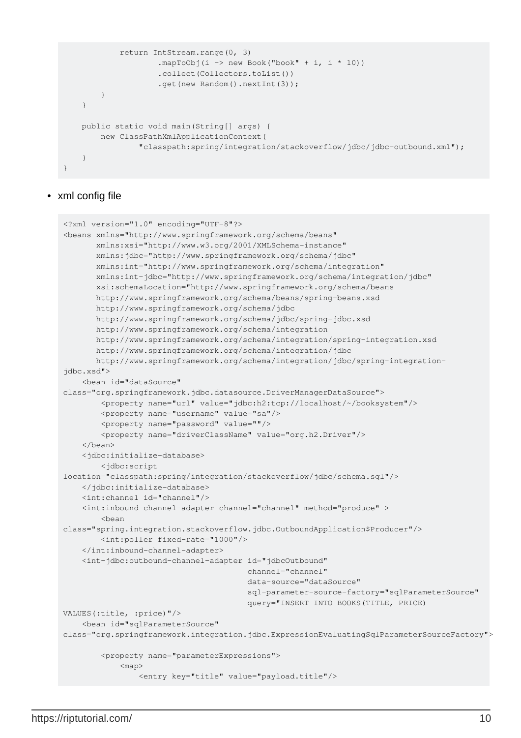```
            return IntStream.range(0, 3)
                    .mapToObj(i -> new Book("book" + i, i * 10))
                    .collect(Collectors.toList())
                    .get(new Random().nextInt(3));
        }
    }

    public static void main(String[] args) {
        new ClassPathXmlApplicationContext(
                "classpath:spring/integration/stackoverflow/jdbc/jdbc-outbound.xml");
    }
}
```

- xml config file

```
<?xml version="1.0" encoding="UTF-8"?>
<beans xmlns="http://www.springframework.org/schema/beans"
       xmlns:xsi="http://www.w3.org/2001/XMLSchema-instance"
       xmlns:jdbc="http://www.springframework.org/schema/jdbc"
       xmlns:int="http://www.springframework.org/schema/integration"
       xmlns:int-jdbc="http://www.springframework.org/schema/integration/jdbc"
       xsi:schemaLocation="http://www.springframework.org/schema/beans
       http://www.springframework.org/schema/beans/spring-beans.xsd
       http://www.springframework.org/schema/jdbc
       http://www.springframework.org/schema/jdbc/spring-jdbc.xsd
       http://www.springframework.org/schema/integration
       http://www.springframework.org/schema/integration/spring-integration.xsd
       http://www.springframework.org/schema/integration/jdbc
       http://www.springframework.org/schema/integration/jdbc/spring-integration-
jdbc.xsd">
    <bean id="dataSource"
class="org.springframework.jdbc.datasource.DriverManagerDataSource">
        <property name="url" value="jdbc:h2:tcp://localhost/~/booksystem"/>
        <property name="username" value="sa"/>
        <property name="password" value=""/>
        <property name="driverClassName" value="org.h2.Driver"/>
    </bean>
    <jdbc:initialize-database>
        <jdbc:script
location="classpath:spring/integration/stackoverflow/jdbc/schema.sql"/>
    </jdbc:initialize-database>
    <int:channel id="channel"/>
    <int:inbound-channel-adapter channel="channel" method="produce" >
        <bean
class="spring.integration.stackoverflow.jdbc.OutboundApplication$Producer"/>
        <int:poller fixed-rate="1000"/>
    </int:inbound-channel-adapter>
    <int-jdbc:outbound-channel-adapter id="jdbcOutbound"
                                       channel="channel"
                                       data-source="dataSource"
                                       sql-parameter-source-factory="sqlParameterSource"
                                       query="INSERT INTO BOOKS(TITLE, PRICE)
VALUES(:title, :price)"/>
    <bean id="sqlParameterSource"
class="org.springframework.integration.jdbc.ExpressionEvaluatingSqlParameterSourceFactory">

        <property name="parameterExpressions">
            <map>
                <entry key="title" value="payload.title"/>
```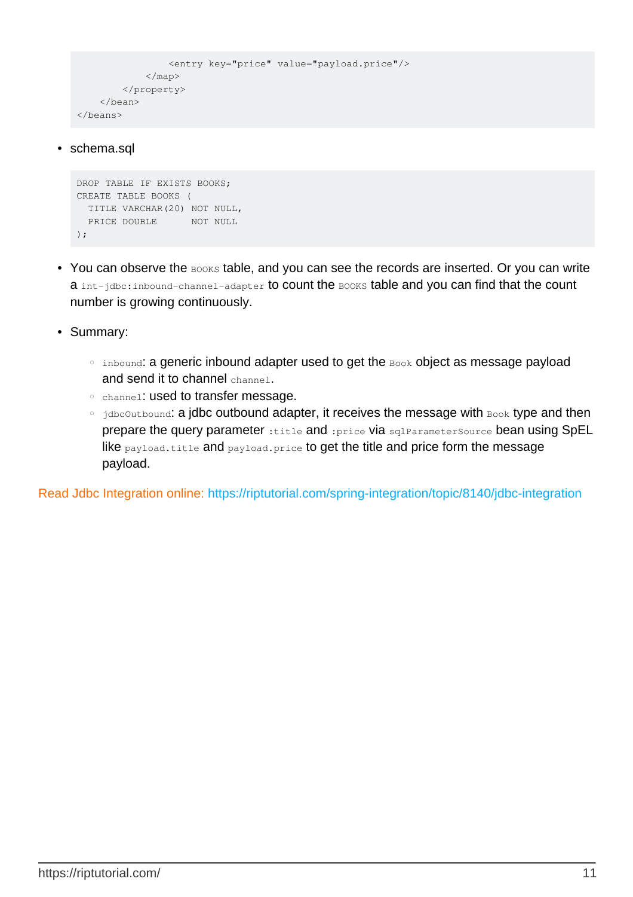```
                <entry key="price" value="payload.price"/>
            </map>
        </property>
    </bean>
</beans>
```

- schema.sql

```
DROP TABLE IF EXISTS BOOKS;
CREATE TABLE BOOKS (
  TITLE VARCHAR(20) NOT NULL,
  PRICE DOUBLE      NOT NULL
);
```

- You can observe the `BOOKS` table, and you can see the records are inserted. Or you can write a `int-jdbc:inbound-channel-adapter` to count the `BOOKS` table and you can find that the count number is growing continuously.

- Summary:
    - `inbound`: a generic inbound adapter used to get the `Book` object as message payload and send it to channel `channel`.
    - `channel`: used to transfer message.
    - `jdbcOutbound`: a jdbc outbound adapter, it receives the message with `Book` type and then prepare the query parameter `:title` and `:price` via `sqlParameterSource` bean using SpEL like `payload.title` and `payload.price` to get the title and price form the message payload.

Read Jdbc Integration online: https://riptutorial.com/spring-integration/topic/8140/jdbc-integration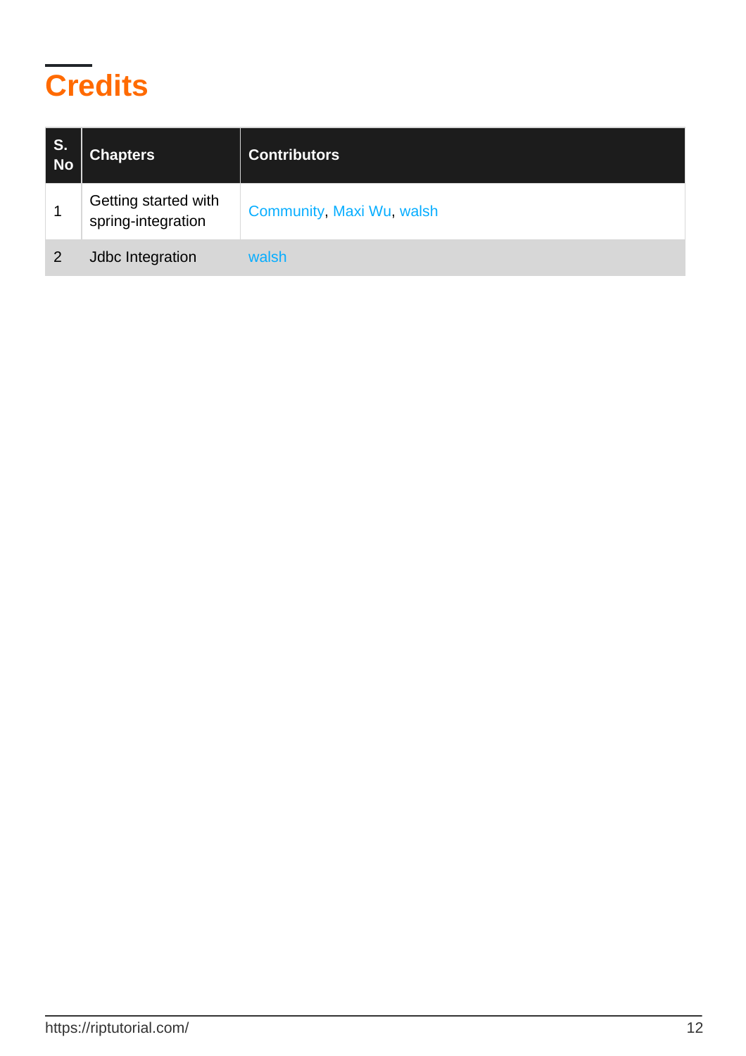# Credits

| S. No | Chapters | Contributors |
|---|---|---|
| 1 | Getting started with spring-integration | Community, Maxi Wu, walsh |
| 2 | Jdbc Integration | walsh |